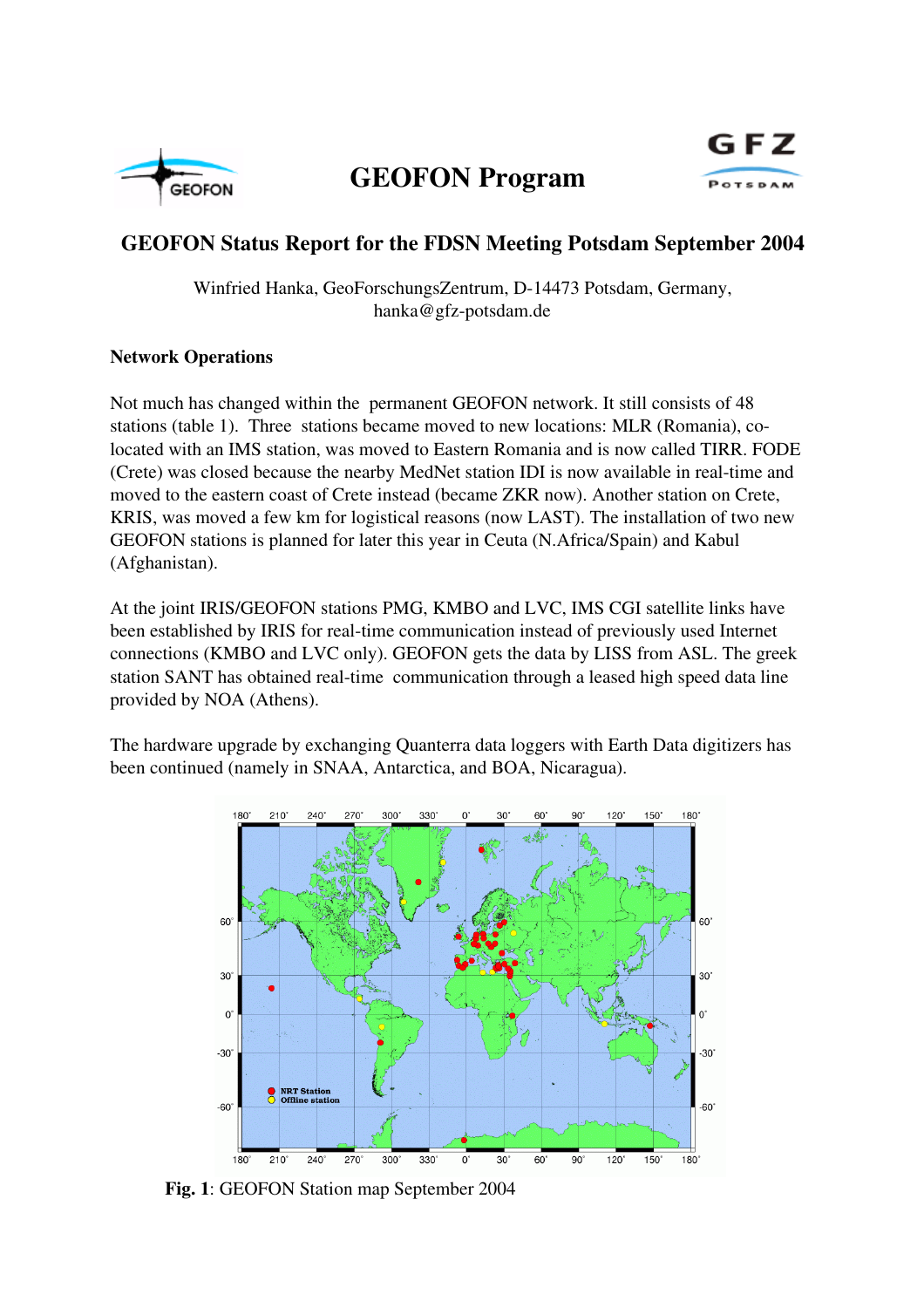# GEOFON Program

## GEOFON Status Report for the FDSN Meeting Potsdam September 2004

Winfried Hanka, GeoForschungsZentrum, D-14473 Potsdam, Germany,
hanka@gfz-potsdam.de

### Network Operations

Not much has changed within the permanent GEOFON network. It still consists of 48 stations (table 1). Three stations became moved to new locations: MLR (Romania), co-located with an IMS station, was moved to Eastern Romania and is now called TIRR. FODE (Crete) was closed because the nearby MedNet station IDI is now available in real-time and moved to the eastern coast of Crete instead (became ZKR now). Another station on Crete, KRIS, was moved a few km for logistical reasons (now LAST). The installation of two new GEOFON stations is planned for later this year in Ceuta (N.Africa/Spain) and Kabul (Afghanistan).

At the joint IRIS/GEOFON stations PMG, KMBO and LVC, IMS CGI satellite links have been established by IRIS for real-time communication instead of previously used Internet connections (KMBO and LVC only). GEOFON gets the data by LISS from ASL. The greek station SANT has obtained real-time communication through a leased high speed data line provided by NOA (Athens).

The hardware upgrade by exchanging Quanterra data loggers with Earth Data digitizers has been continued (namely in SNAA, Antarctica, and BOA, Nicaragua).

**Fig. 1**: GEOFON Station map September 2004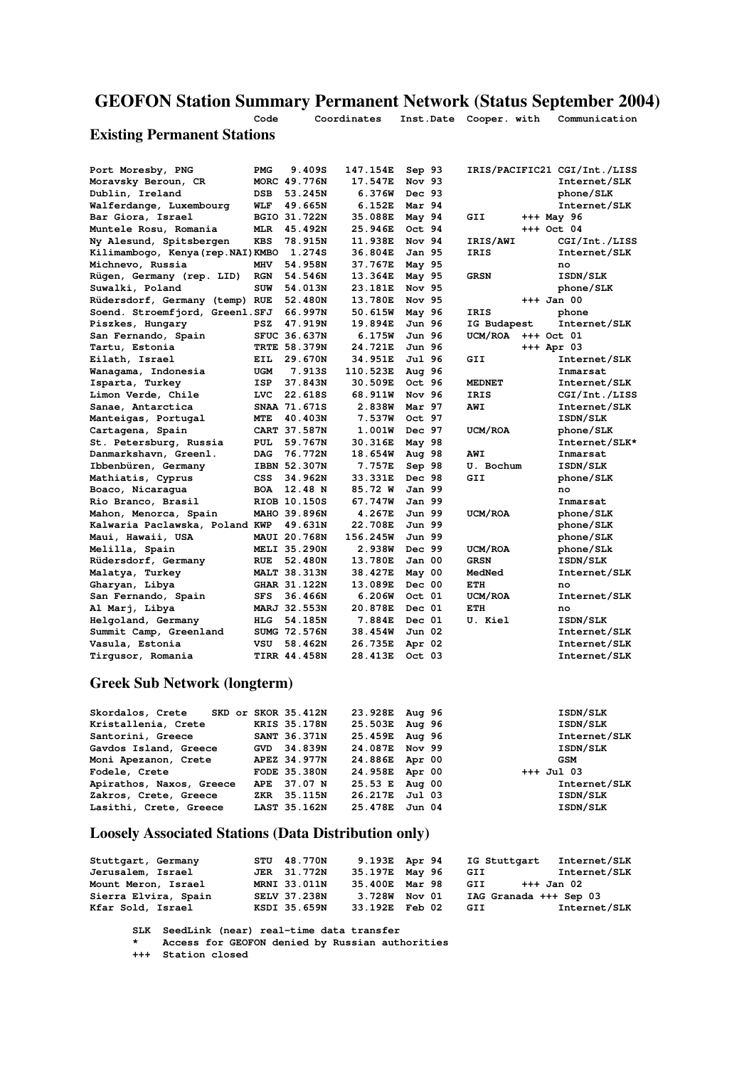# GEOFON Station Summary Permanent Network (Status September 2004)

## Existing Permanent Stations

| Station | Code | Coordinates | | Inst.Date | Cooper. with | Communication |
|---|---|---|---|---|---|---|
| Port Moresby, PNG | PMG | 9.409S | 147.154E | Sep 93 | IRIS/PACIFIC21 | CGI/Int./LISS |
| Moravsky Beroun, CR | MORC | 49.776N | 17.547E | Nov 93 | | Internet/SLK |
| Dublin, Ireland | DSB | 53.245N | 6.376W | Dec 93 | | phone/SLK |
| Walferdange, Luxembourg | WLF | 49.665N | 6.152E | Mar 94 | | Internet/SLK |
| Bar Giora, Israel | BGIO | 31.722N | 35.088E | May 94 | GII | +++ May 96 |
| Muntele Rosu, Romania | MLR | 45.492N | 25.946E | Oct 94 | | +++ Oct 04 |
| Ny Alesund, Spitsbergen | KBS | 78.915N | 11.938E | Nov 94 | IRIS/AWI | CGI/Int./LISS |
| Kilimambogo, Kenya(rep.NAI) | KMBO | 1.274S | 36.804E | Jan 95 | IRIS | Internet/SLK |
| Michnevo, Russia | MHV | 54.958N | 37.767E | May 95 | | no |
| Rügen, Germany (rep. LID) | RGN | 54.546N | 13.364E | May 95 | GRSN | ISDN/SLK |
| Suwalki, Poland | SUW | 54.013N | 23.181E | Nov 95 | | phone/SLK |
| Rüdersdorf, Germany (temp) | RUE | 52.480N | 13.780E | Nov 95 | | +++ Jan 00 |
| Soend. Stroemfjord, Greenl. | SFJ | 66.997N | 50.615W | May 96 | IRIS | phone |
| Piszkes, Hungary | PSZ | 47.919N | 19.894E | Jun 96 | IG Budapest | Internet/SLK |
| San Fernando, Spain | SFUC | 36.637N | 6.175W | Jun 96 | UCM/ROA | +++ Oct 01 |
| Tartu, Estonia | TRTE | 58.379N | 24.721E | Jun 96 | | +++ Apr 03 |
| Eilath, Israel | EIL | 29.670N | 34.951E | Jul 96 | GII | Internet/SLK |
| Wanagama, Indonesia | UGM | 7.913S | 110.523E | Aug 96 | | Inmarsat |
| Isparta, Turkey | ISP | 37.843N | 30.509E | Oct 96 | MEDNET | Internet/SLK |
| Limon Verde, Chile | LVC | 22.618S | 68.911W | Nov 96 | IRIS | CGI/Int./LISS |
| Sanae, Antarctica | SNAA | 71.671S | 2.838W | Mar 97 | AWI | Internet/SLK |
| Manteigas, Portugal | MTE | 40.403N | 7.537W | Oct 97 | | ISDN/SLK |
| Cartagena, Spain | CART | 37.587N | 1.001W | Dec 97 | UCM/ROA | phone/SLK |
| St. Petersburg, Russia | PUL | 59.767N | 30.316E | May 98 | | Internet/SLK* |
| Danmarkshavn, Greenl. | DAG | 76.772N | 18.654W | Aug 98 | AWI | Inmarsat |
| Ibbenbüren, Germany | IBBN | 52.307N | 7.757E | Sep 98 | U. Bochum | ISDN/SLK |
| Mathiatis, Cyprus | CSS | 34.962N | 33.331E | Dec 98 | GII | phone/SLK |
| Boaco, Nicaragua | BOA | 12.48 N | 85.72 W | Jan 99 | | no |
| Rio Branco, Brasil | RIOB | 10.150S | 67.747W | Jan 99 | | Inmarsat |
| Mahon, Menorca, Spain | MAHO | 39.896N | 4.267E | Jun 99 | UCM/ROA | phone/SLK |
| Kalwaria Paclawska, Poland | KWP | 49.631N | 22.708E | Jun 99 | | phone/SLK |
| Maui, Hawaii, USA | MAUI | 20.768N | 156.245W | Jun 99 | | phone/SLK |
| Melilla, Spain | MELI | 35.290N | 2.938W | Dec 99 | UCM/ROA | phone/SLk |
| Rüdersdorf, Germany | RUE | 52.480N | 13.780E | Jan 00 | GRSN | ISDN/SLK |
| Malatya, Turkey | MALT | 38.313N | 38.427E | May 00 | MedNed | Internet/SLK |
| Gharyan, Libya | GHAR | 31.122N | 13.089E | Dec 00 | ETH | no |
| San Fernando, Spain | SFS | 36.466N | 6.206W | Oct 01 | UCM/ROA | Internet/SLK |
| Al Marj, Libya | MARJ | 32.553N | 20.878E | Dec 01 | ETH | no |
| Helgoland, Germany | HLG | 54.185N | 7.884E | Dec 01 | U. Kiel | ISDN/SLK |
| Summit Camp, Greenland | SUMG | 72.576N | 38.454W | Jun 02 | | Internet/SLK |
| Vasula, Estonia | VSU | 58.462N | 26.735E | Apr 02 | | Internet/SLK |
| Tirgusor, Romania | TIRR | 44.458N | 28.413E | Oct 03 | | Internet/SLK |

## Greek Sub Network (longterm)

| Station | Code | Coordinates | | Inst.Date | Cooper. with | Communication |
|---|---|---|---|---|---|---|
| Skordalos, Crete | SKD or SKOR | 35.412N | 23.928E | Aug 96 | | ISDN/SLK |
| Kristallenia, Crete | KRIS | 35.178N | 25.503E | Aug 96 | | ISDN/SLK |
| Santorini, Greece | SANT | 36.371N | 25.459E | Aug 96 | | Internet/SLK |
| Gavdos Island, Greece | GVD | 34.839N | 24.087E | Nov 99 | | ISDN/SLK |
| Moni Apezanon, Crete | APEZ | 34.977N | 24.886E | Apr 00 | | GSM |
| Fodele, Crete | FODE | 35.380N | 24.958E | Apr 00 | | +++ Jul 03 |
| Apirathos, Naxos, Greece | APE | 37.07 N | 25.53 E | Aug 00 | | Internet/SLK |
| Zakros, Crete, Greece | ZKR | 35.115N | 26.217E | Jul 03 | | ISDN/SLK |
| Lasithi, Crete, Greece | LAST | 35.162N | 25.478E | Jun 04 | | ISDN/SLK |

## Loosely Associated Stations (Data Distribution only)

| Station | Code | Coordinates | | Inst.Date | Cooper. with | Communication |
|---|---|---|---|---|---|---|
| Stuttgart, Germany | STU | 48.770N | 9.193E | Apr 94 | IG Stuttgart | Internet/SLK |
| Jerusalem, Israel | JER | 31.772N | 35.197E | May 96 | GII | Internet/SLK |
| Mount Meron, Israel | MRNI | 33.011N | 35.400E | Mar 98 | GII | +++ Jan 02 |
| Sierra Elvira, Spain | SELV | 37.238N | 3.728W | Nov 01 | IAG Granada | +++ Sep 03 |
| Kfar Sold, Israel | KSDI | 35.659N | 33.192E | Feb 02 | GII | Internet/SLK |

SLK SeedLink (near) real-time data transfer

\* Access for GEOFON denied by Russian authorities

+++ Station closed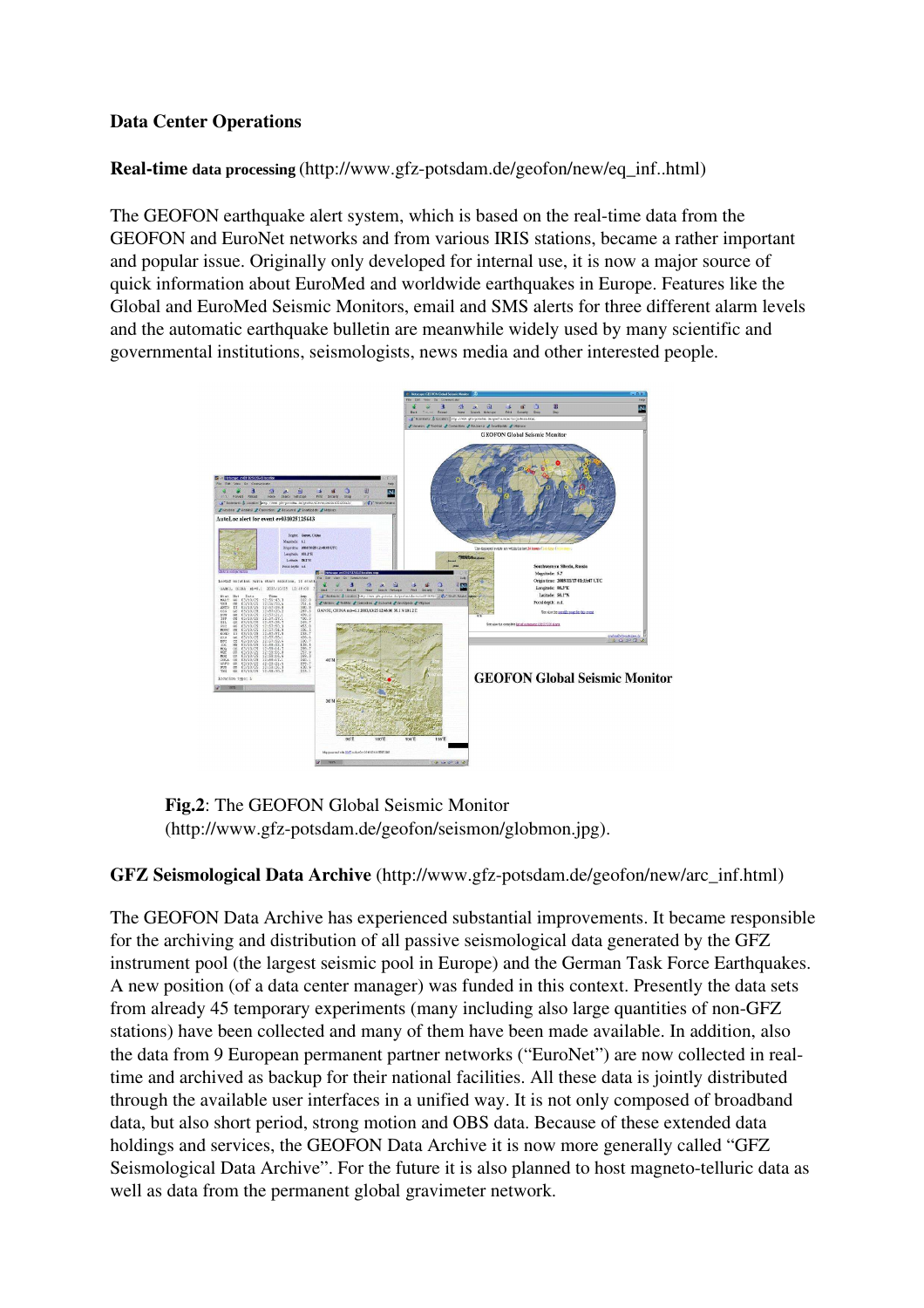**Data Center Operations**

**Real-time data processing** (http://www.gfz-potsdam.de/geofon/new/eq_inf..html)

The GEOFON earthquake alert system, which is based on the real-time data from the GEOFON and EuroNet networks and from various IRIS stations, became a rather important and popular issue. Originally only developed for internal use, it is now a major source of quick information about EuroMed and worldwide earthquakes in Europe. Features like the Global and EuroMed Seismic Monitors, email and SMS alerts for three different alarm levels and the automatic earthquake bulletin are meanwhile widely used by many scientific and governmental institutions, seismologists, news media and other interested people.

GEOFON Global Seismic Monitor

**Fig.2**: The GEOFON Global Seismic Monitor (http://www.gfz-potsdam.de/geofon/seismon/globmon.jpg).

**GFZ Seismological Data Archive** (http://www.gfz-potsdam.de/geofon/new/arc_inf.html)

The GEOFON Data Archive has experienced substantial improvements. It became responsible for the archiving and distribution of all passive seismological data generated by the GFZ instrument pool (the largest seismic pool in Europe) and the German Task Force Earthquakes. A new position (of a data center manager) was funded in this context. Presently the data sets from already 45 temporary experiments (many including also large quantities of non-GFZ stations) have been collected and many of them have been made available. In addition, also the data from 9 European permanent partner networks ("EuroNet") are now collected in real-time and archived as backup for their national facilities. All these data is jointly distributed through the available user interfaces in a unified way. It is not only composed of broadband data, but also short period, strong motion and OBS data. Because of these extended data holdings and services, the GEOFON Data Archive it is now more generally called "GFZ Seismological Data Archive". For the future it is also planned to host magneto-telluric data as well as data from the permanent global gravimeter network.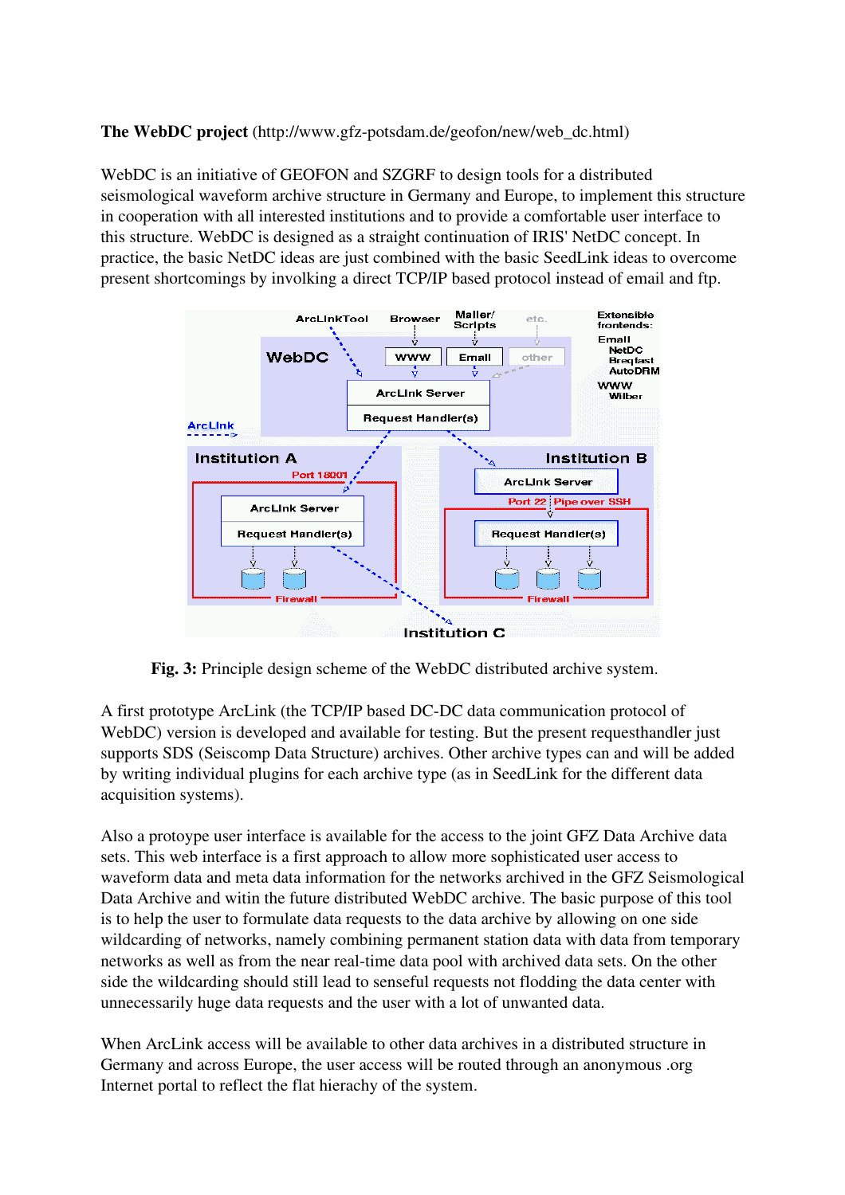**The WebDC project** (http://www.gfz-potsdam.de/geofon/new/web_dc.html)

WebDC is an initiative of GEOFON and SZGRF to design tools for a distributed seismological waveform archive structure in Germany and Europe, to implement this structure in cooperation with all interested institutions and to provide a comfortable user interface to this structure. WebDC is designed as a straight continuation of IRIS' NetDC concept. In practice, the basic NetDC ideas are just combined with the basic SeedLink ideas to overcome present shortcomings by involking a direct TCP/IP based protocol instead of email and ftp.

ArcLinkTool
Browser
Mailer/ Scripts
etc.
Extensible frontends:
Email
NetDC
Breq\_fast
AutoDRM
WWW
Wilber
WebDC
WWW
Email
other
ArcLink Server
Request Handler(s)
ArcLink
Institution A
Port 18001
ArcLink Server
Request Handler(s)
Firewall
Institution B
ArcLink Server
Port 22 | Pipe over SSH
Request Handler(s)
Firewall
Institution C

**Fig. 3:** Principle design scheme of the WebDC distributed archive system.

A first prototype ArcLink (the TCP/IP based DC-DC data communication protocol of WebDC) version is developed and available for testing. But the present requesthandler just supports SDS (Seiscomp Data Structure) archives. Other archive types can and will be added by writing individual plugins for each archive type (as in SeedLink for the different data acquisition systems).

Also a protoype user interface is available for the access to the joint GFZ Data Archive data sets. This web interface is a first approach to allow more sophisticated user access to waveform data and meta data information for the networks archived in the GFZ Seismological Data Archive and witin the future distributed WebDC archive. The basic purpose of this tool is to help the user to formulate data requests to the data archive by allowing on one side wildcarding of networks, namely combining permanent station data with data from temporary networks as well as from the near real-time data pool with archived data sets. On the other side the wildcarding should still lead to senseful requests not flodding the data center with unnecessarily huge data requests and the user with a lot of unwanted data.

When ArcLink access will be available to other data archives in a distributed structure in Germany and across Europe, the user access will be routed through an anonymous .org Internet portal to reflect the flat hierachy of the system.